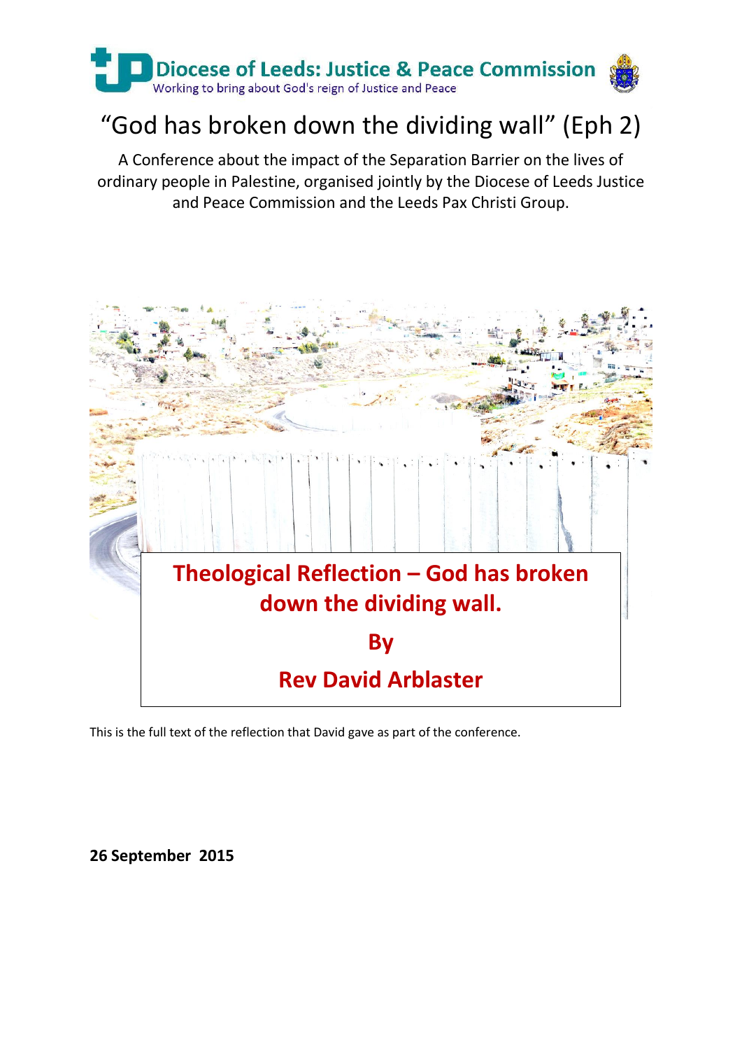Diocese of Leeds: Justice & Peace Commission

Working to bring about God's reign of Justice and Peace

# "God has broken down the dividing wall" (Eph 2)

A Conference about the impact of the Separation Barrier on the lives of ordinary people in Palestine, organised jointly by the Diocese of Leeds Justice and Peace Commission and the Leeds Pax Christi Group.

## Theological Reflection – God has broken down the dividing wall.

## By

## Rev David Arblaster

This is the full text of the reflection that David gave as part of the conference.

**26 September 2015**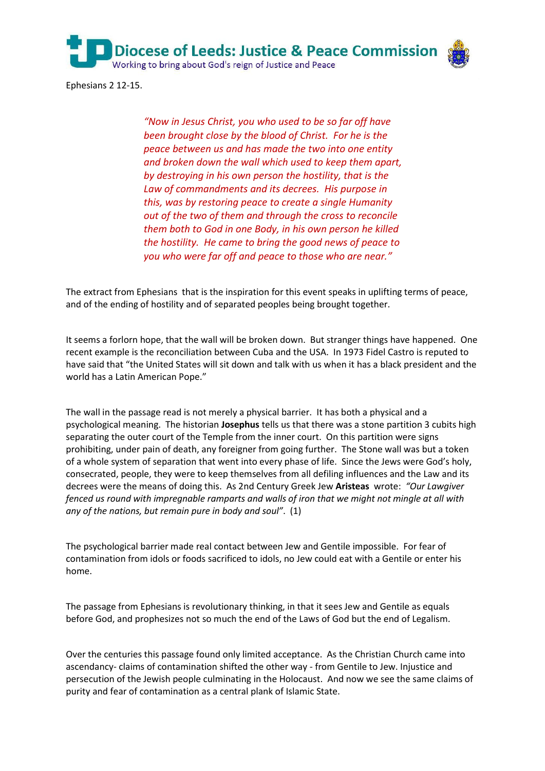Ephesians 2 12-15.

> *"Now in Jesus Christ, you who used to be so far off have been brought close by the blood of Christ. For he is the peace between us and has made the two into one entity and broken down the wall which used to keep them apart, by destroying in his own person the hostility, that is the Law of commandments and its decrees. His purpose in this, was by restoring peace to create a single Humanity out of the two of them and through the cross to reconcile them both to God in one Body, in his own person he killed the hostility. He came to bring the good news of peace to you who were far off and peace to those who are near."*

The extract from Ephesians that is the inspiration for this event speaks in uplifting terms of peace, and of the ending of hostility and of separated peoples being brought together.

It seems a forlorn hope, that the wall will be broken down. But stranger things have happened. One recent example is the reconciliation between Cuba and the USA. In 1973 Fidel Castro is reputed to have said that "the United States will sit down and talk with us when it has a black president and the world has a Latin American Pope."

The wall in the passage read is not merely a physical barrier. It has both a physical and a psychological meaning. The historian **Josephus** tells us that there was a stone partition 3 cubits high separating the outer court of the Temple from the inner court. On this partition were signs prohibiting, under pain of death, any foreigner from going further. The Stone wall was but a token of a whole system of separation that went into every phase of life. Since the Jews were God's holy, consecrated, people, they were to keep themselves from all defiling influences and the Law and its decrees were the means of doing this. As 2nd Century Greek Jew **Aristeas** wrote: *"Our Lawgiver fenced us round with impregnable ramparts and walls of iron that we might not mingle at all with any of the nations, but remain pure in body and soul"*. (1)

The psychological barrier made real contact between Jew and Gentile impossible. For fear of contamination from idols or foods sacrificed to idols, no Jew could eat with a Gentile or enter his home.

The passage from Ephesians is revolutionary thinking, in that it sees Jew and Gentile as equals before God, and prophesizes not so much the end of the Laws of God but the end of Legalism.

Over the centuries this passage found only limited acceptance. As the Christian Church came into ascendancy- claims of contamination shifted the other way - from Gentile to Jew. Injustice and persecution of the Jewish people culminating in the Holocaust. And now we see the same claims of purity and fear of contamination as a central plank of Islamic State.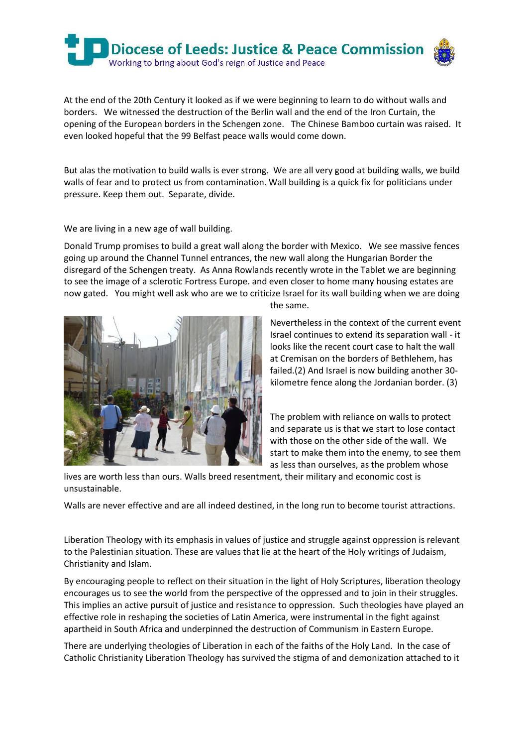At the end of the 20th Century it looked as if we were beginning to learn to do without walls and borders. We witnessed the destruction of the Berlin wall and the end of the Iron Curtain, the opening of the European borders in the Schengen zone. The Chinese Bamboo curtain was raised. It even looked hopeful that the 99 Belfast peace walls would come down.

But alas the motivation to build walls is ever strong. We are all very good at building walls, we build walls of fear and to protect us from contamination. Wall building is a quick fix for politicians under pressure. Keep them out. Separate, divide.

We are living in a new age of wall building.

Donald Trump promises to build a great wall along the border with Mexico. We see massive fences going up around the Channel Tunnel entrances, the new wall along the Hungarian Border the disregard of the Schengen treaty. As Anna Rowlands recently wrote in the Tablet we are beginning to see the image of a sclerotic Fortress Europe. and even closer to home many housing estates are now gated. You might well ask who are we to criticize Israel for its wall building when we are doing the same.

Nevertheless in the context of the current event Israel continues to extend its separation wall - it looks like the recent court case to halt the wall at Cremisan on the borders of Bethlehem, has failed.(2) And Israel is now building another 30-kilometre fence along the Jordanian border. (3)

The problem with reliance on walls to protect and separate us is that we start to lose contact with those on the other side of the wall. We start to make them into the enemy, to see them as less than ourselves, as the problem whose lives are worth less than ours. Walls breed resentment, their military and economic cost is unsustainable.

Walls are never effective and are all indeed destined, in the long run to become tourist attractions.

Liberation Theology with its emphasis in values of justice and struggle against oppression is relevant to the Palestinian situation. These are values that lie at the heart of the Holy writings of Judaism, Christianity and Islam.

By encouraging people to reflect on their situation in the light of Holy Scriptures, liberation theology encourages us to see the world from the perspective of the oppressed and to join in their struggles. This implies an active pursuit of justice and resistance to oppression. Such theologies have played an effective role in reshaping the societies of Latin America, were instrumental in the fight against apartheid in South Africa and underpinned the destruction of Communism in Eastern Europe.

There are underlying theologies of Liberation in each of the faiths of the Holy Land. In the case of Catholic Christianity Liberation Theology has survived the stigma of and demonization attached to it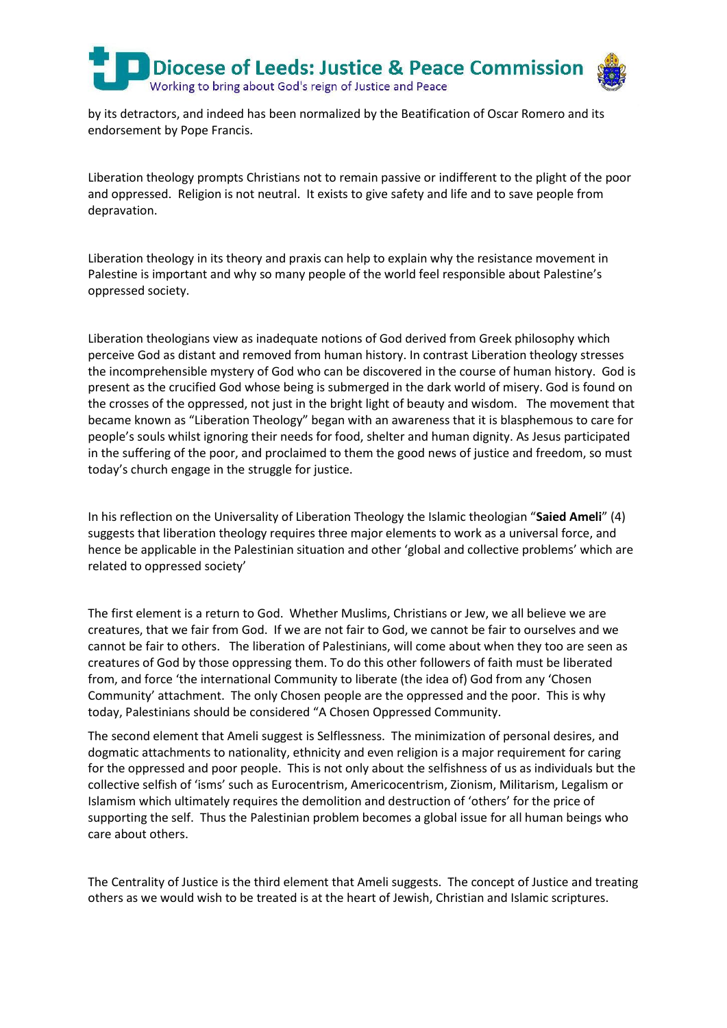by its detractors, and indeed has been normalized by the Beatification of Oscar Romero and its endorsement by Pope Francis.

Liberation theology prompts Christians not to remain passive or indifferent to the plight of the poor and oppressed. Religion is not neutral. It exists to give safety and life and to save people from depravation.

Liberation theology in its theory and praxis can help to explain why the resistance movement in Palestine is important and why so many people of the world feel responsible about Palestine's oppressed society.

Liberation theologians view as inadequate notions of God derived from Greek philosophy which perceive God as distant and removed from human history. In contrast Liberation theology stresses the incomprehensible mystery of God who can be discovered in the course of human history. God is present as the crucified God whose being is submerged in the dark world of misery. God is found on the crosses of the oppressed, not just in the bright light of beauty and wisdom. The movement that became known as "Liberation Theology" began with an awareness that it is blasphemous to care for people's souls whilst ignoring their needs for food, shelter and human dignity. As Jesus participated in the suffering of the poor, and proclaimed to them the good news of justice and freedom, so must today's church engage in the struggle for justice.

In his reflection on the Universality of Liberation Theology the Islamic theologian "**Saied Ameli**" (4) suggests that liberation theology requires three major elements to work as a universal force, and hence be applicable in the Palestinian situation and other 'global and collective problems' which are related to oppressed society'

The first element is a return to God. Whether Muslims, Christians or Jew, we all believe we are creatures, that we fair from God. If we are not fair to God, we cannot be fair to ourselves and we cannot be fair to others. The liberation of Palestinians, will come about when they too are seen as creatures of God by those oppressing them. To do this other followers of faith must be liberated from, and force 'the international Community to liberate (the idea of) God from any 'Chosen Community' attachment. The only Chosen people are the oppressed and the poor. This is why today, Palestinians should be considered "A Chosen Oppressed Community.

The second element that Ameli suggest is Selflessness. The minimization of personal desires, and dogmatic attachments to nationality, ethnicity and even religion is a major requirement for caring for the oppressed and poor people. This is not only about the selfishness of us as individuals but the collective selfish of 'isms' such as Eurocentrism, Americocentrism, Zionism, Militarism, Legalism or Islamism which ultimately requires the demolition and destruction of 'others' for the price of supporting the self. Thus the Palestinian problem becomes a global issue for all human beings who care about others.

The Centrality of Justice is the third element that Ameli suggests. The concept of Justice and treating others as we would wish to be treated is at the heart of Jewish, Christian and Islamic scriptures.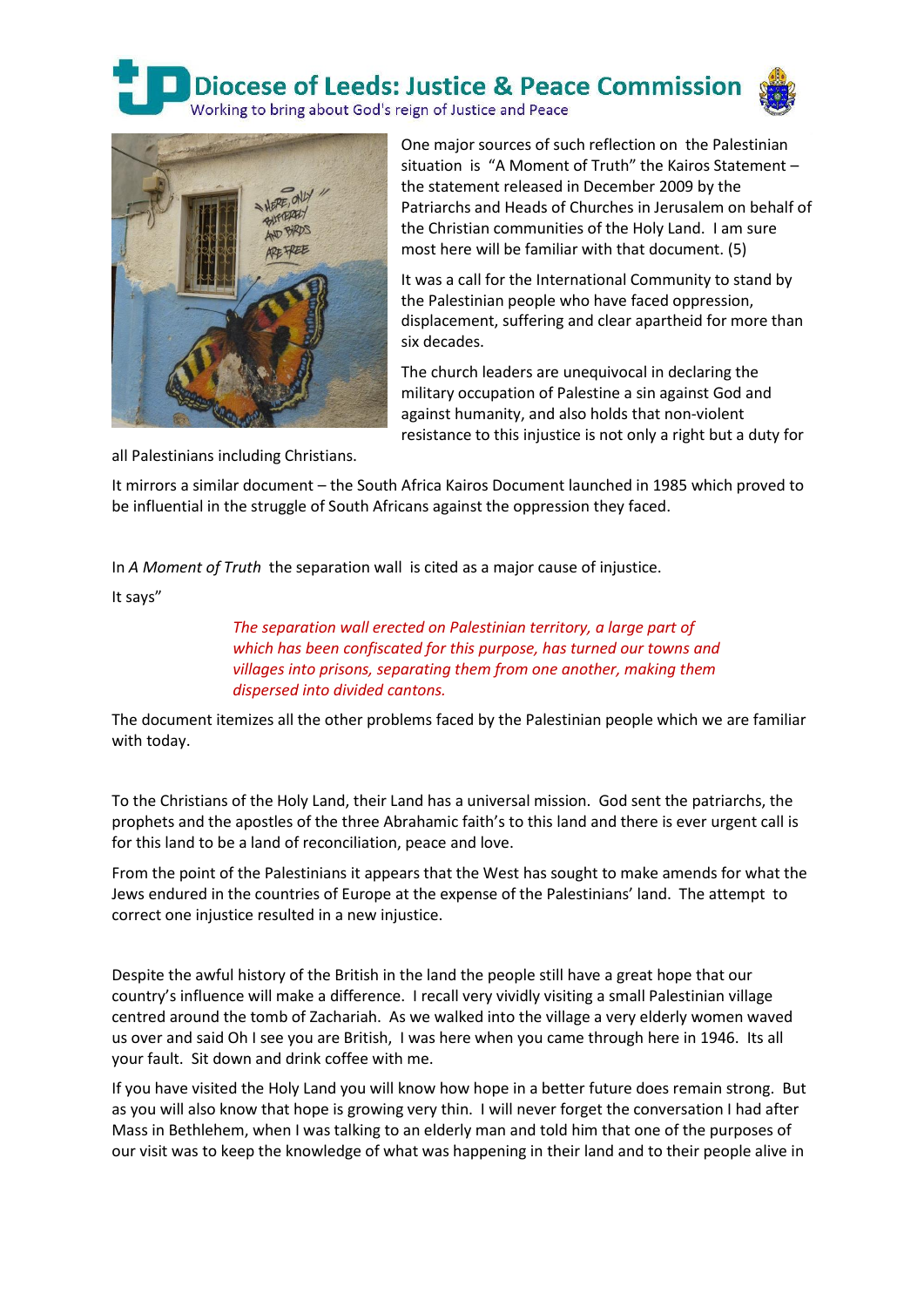One major sources of such reflection on the Palestinian situation is "A Moment of Truth" the Kairos Statement – the statement released in December 2009 by the Patriarchs and Heads of Churches in Jerusalem on behalf of the Christian communities of the Holy Land. I am sure most here will be familiar with that document. (5)

It was a call for the International Community to stand by the Palestinian people who have faced oppression, displacement, suffering and clear apartheid for more than six decades.

The church leaders are unequivocal in declaring the military occupation of Palestine a sin against God and against humanity, and also holds that non-violent resistance to this injustice is not only a right but a duty for all Palestinians including Christians.

It mirrors a similar document – the South Africa Kairos Document launched in 1985 which proved to be influential in the struggle of South Africans against the oppression they faced.

In *A Moment of Truth* the separation wall is cited as a major cause of injustice.

It says"

> *The separation wall erected on Palestinian territory, a large part of which has been confiscated for this purpose, has turned our towns and villages into prisons, separating them from one another, making them dispersed into divided cantons.*

The document itemizes all the other problems faced by the Palestinian people which we are familiar with today.

To the Christians of the Holy Land, their Land has a universal mission. God sent the patriarchs, the prophets and the apostles of the three Abrahamic faith's to this land and there is ever urgent call is for this land to be a land of reconciliation, peace and love.

From the point of the Palestinians it appears that the West has sought to make amends for what the Jews endured in the countries of Europe at the expense of the Palestinians' land. The attempt to correct one injustice resulted in a new injustice.

Despite the awful history of the British in the land the people still have a great hope that our country's influence will make a difference. I recall very vividly visiting a small Palestinian village centred around the tomb of Zachariah. As we walked into the village a very elderly women waved us over and said Oh I see you are British, I was here when you came through here in 1946. Its all your fault. Sit down and drink coffee with me.

If you have visited the Holy Land you will know how hope in a better future does remain strong. But as you will also know that hope is growing very thin. I will never forget the conversation I had after Mass in Bethlehem, when I was talking to an elderly man and told him that one of the purposes of our visit was to keep the knowledge of what was happening in their land and to their people alive in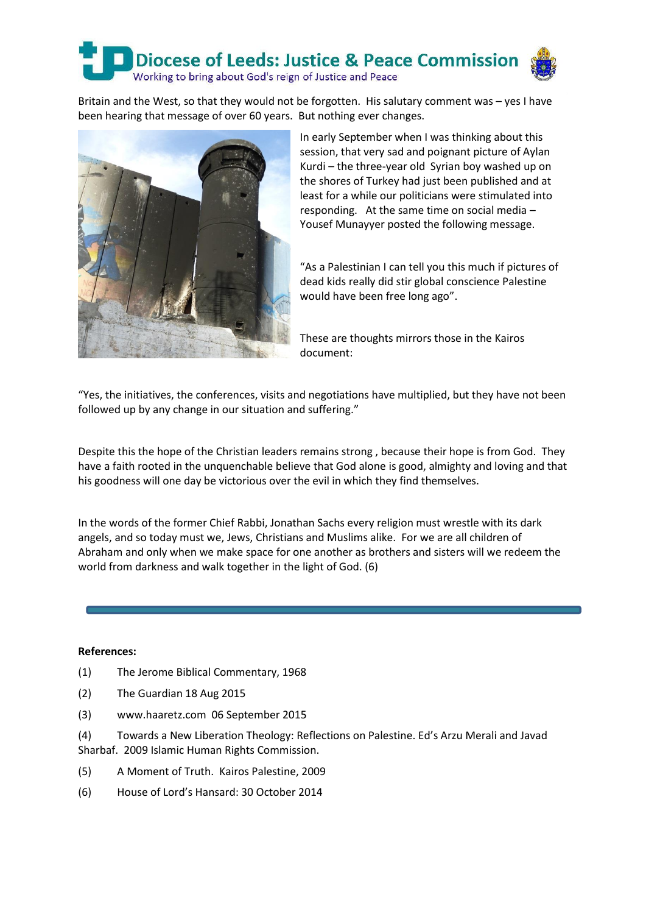Britain and the West, so that they would not be forgotten. His salutary comment was – yes I have been hearing that message of over 60 years. But nothing ever changes.

In early September when I was thinking about this session, that very sad and poignant picture of Aylan Kurdi – the three-year old Syrian boy washed up on the shores of Turkey had just been published and at least for a while our politicians were stimulated into responding. At the same time on social media – Yousef Munayyer posted the following message.

"As a Palestinian I can tell you this much if pictures of dead kids really did stir global conscience Palestine would have been free long ago".

These are thoughts mirrors those in the Kairos document:

"Yes, the initiatives, the conferences, visits and negotiations have multiplied, but they have not been followed up by any change in our situation and suffering."

Despite this the hope of the Christian leaders remains strong , because their hope is from God. They have a faith rooted in the unquenchable believe that God alone is good, almighty and loving and that his goodness will one day be victorious over the evil in which they find themselves.

In the words of the former Chief Rabbi, Jonathan Sachs every religion must wrestle with its dark angels, and so today must we, Jews, Christians and Muslims alike. For we are all children of Abraham and only when we make space for one another as brothers and sisters will we redeem the world from darkness and walk together in the light of God. (6)

---

**References:**

(1) The Jerome Biblical Commentary, 1968

(2) The Guardian 18 Aug 2015

(3) www.haaretz.com 06 September 2015

(4) Towards a New Liberation Theology: Reflections on Palestine. Ed's Arzu Merali and Javad Sharbaf. 2009 Islamic Human Rights Commission.

(5) A Moment of Truth. Kairos Palestine, 2009

(6) House of Lord's Hansard: 30 October 2014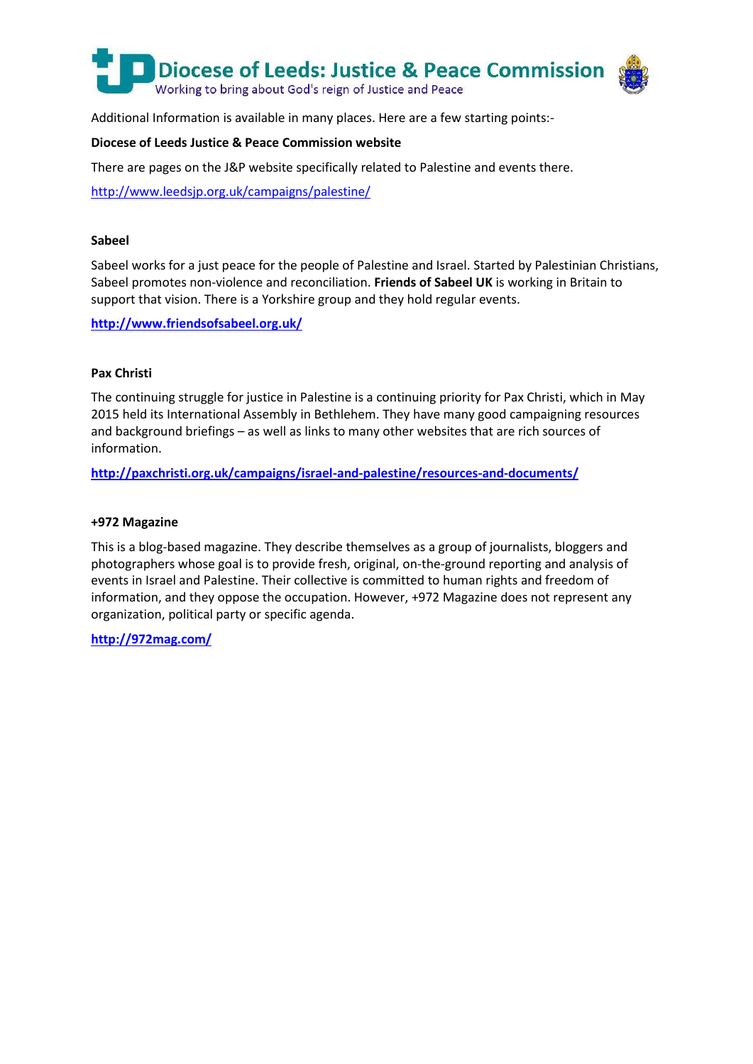Additional Information is available in many places. Here are a few starting points:-

**Diocese of Leeds Justice & Peace Commission website**

There are pages on the J&P website specifically related to Palestine and events there.

http://www.leedsjp.org.uk/campaigns/palestine/

**Sabeel**

Sabeel works for a just peace for the people of Palestine and Israel. Started by Palestinian Christians, Sabeel promotes non-violence and reconciliation. **Friends of Sabeel UK** is working in Britain to support that vision. There is a Yorkshire group and they hold regular events.

**http://www.friendsofsabeel.org.uk/**

**Pax Christi**

The continuing struggle for justice in Palestine is a continuing priority for Pax Christi, which in May 2015 held its International Assembly in Bethlehem. They have many good campaigning resources and background briefings – as well as links to many other websites that are rich sources of information.

**http://paxchristi.org.uk/campaigns/israel-and-palestine/resources-and-documents/**

**+972 Magazine**

This is a blog-based magazine. They describe themselves as a group of journalists, bloggers and photographers whose goal is to provide fresh, original, on-the-ground reporting and analysis of events in Israel and Palestine. Their collective is committed to human rights and freedom of information, and they oppose the occupation. However, +972 Magazine does not represent any organization, political party or specific agenda.

**http://972mag.com/**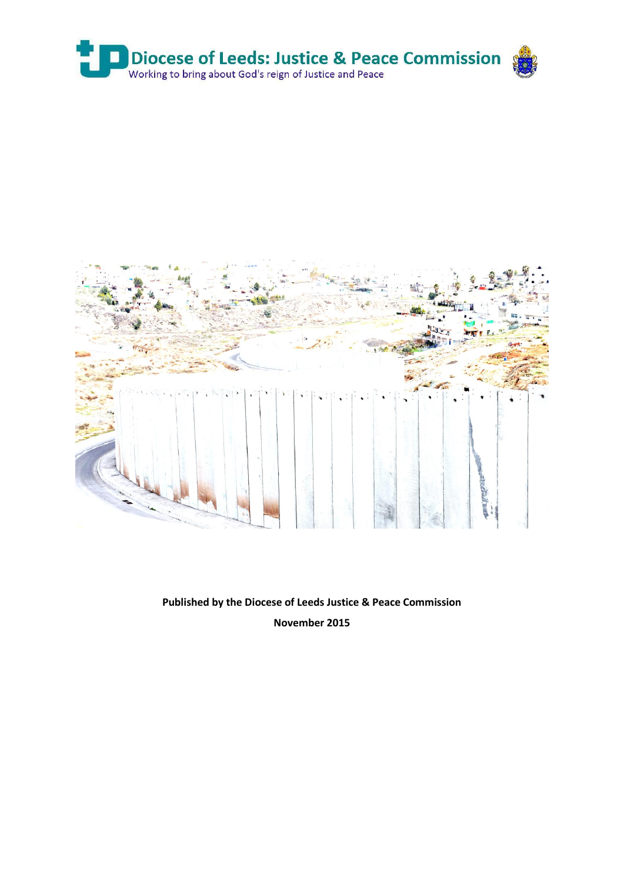# Diocese of Leeds: Justice & Peace Commission

Working to bring about God's reign of Justice and Peace

**Published by the Diocese of Leeds Justice & Peace Commission**

**November 2015**